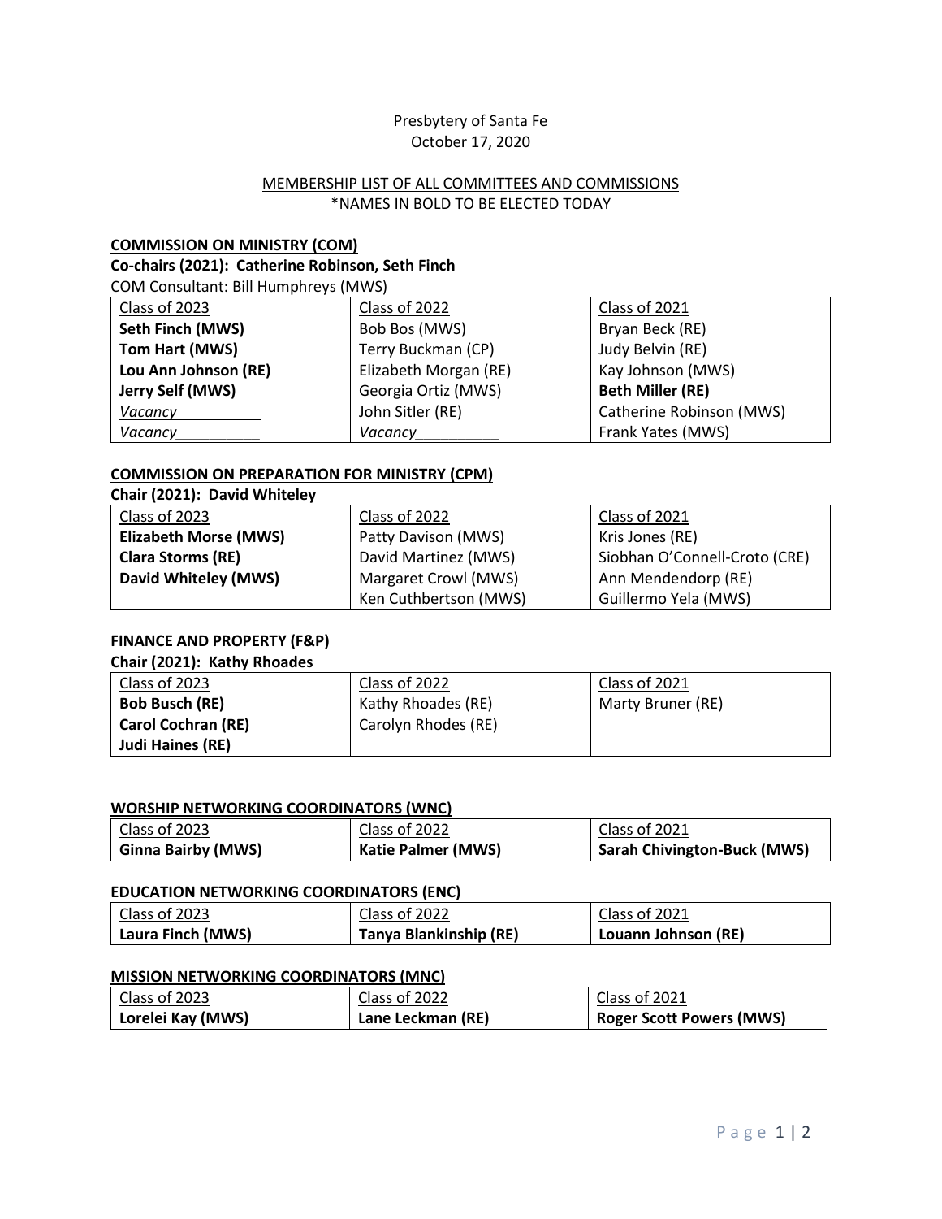Presbytery of Santa Fe
October 17, 2020

MEMBERSHIP LIST OF ALL COMMITTEES AND COMMISSIONS
*NAMES IN BOLD TO BE ELECTED TODAY

**COMMISSION ON MINISTRY (COM)**

**Co-chairs (2021): Catherine Robinson, Seth Finch**

COM Consultant: Bill Humphreys (MWS)

| Class of 2023 | Class of 2022 | Class of 2021 |
|---|---|---|
| **Seth Finch (MWS)** | Bob Bos (MWS) | Bryan Beck (RE) |
| **Tom Hart (MWS)** | Terry Buckman (CP) | Judy Belvin (RE) |
| **Lou Ann Johnson (RE)** | Elizabeth Morgan (RE) | Kay Johnson (MWS) |
| **Jerry Self (MWS)** | Georgia Ortiz (MWS) | **Beth Miller (RE)** |
| *Vacancy*__________ | John Sitler (RE) | Catherine Robinson (MWS) |
| *Vacancy*__________ | *Vacancy*__________ | Frank Yates (MWS) |

**COMMISSION ON PREPARATION FOR MINISTRY (CPM)**

**Chair (2021): David Whiteley**

| Class of 2023 | Class of 2022 | Class of 2021 |
|---|---|---|
| **Elizabeth Morse (MWS)** | Patty Davison (MWS) | Kris Jones (RE) |
| **Clara Storms (RE)** | David Martinez (MWS) | Siobhan O'Connell-Croto (CRE) |
| **David Whiteley (MWS)** | Margaret Crowl (MWS) | Ann Mendendorp (RE) |
| | Ken Cuthbertson (MWS) | Guillermo Yela (MWS) |

**FINANCE AND PROPERTY (F&P)**

**Chair (2021): Kathy Rhoades**

| Class of 2023 | Class of 2022 | Class of 2021 |
|---|---|---|
| **Bob Busch (RE)** | Kathy Rhoades (RE) | Marty Bruner (RE) |
| **Carol Cochran (RE)** | Carolyn Rhodes (RE) | |
| **Judi Haines (RE)** | | |

**WORSHIP NETWORKING COORDINATORS (WNC)**

| Class of 2023 | Class of 2022 | Class of 2021 |
|---|---|---|
| **Ginna Bairby (MWS)** | **Katie Palmer (MWS)** | **Sarah Chivington-Buck (MWS)** |

**EDUCATION NETWORKING COORDINATORS (ENC)**

| Class of 2023 | Class of 2022 | Class of 2021 |
|---|---|---|
| **Laura Finch (MWS)** | **Tanya Blankinship (RE)** | **Louann Johnson (RE)** |

**MISSION NETWORKING COORDINATORS (MNC)**

| Class of 2023 | Class of 2022 | Class of 2021 |
|---|---|---|
| **Lorelei Kay (MWS)** | **Lane Leckman (RE)** | **Roger Scott Powers (MWS)** |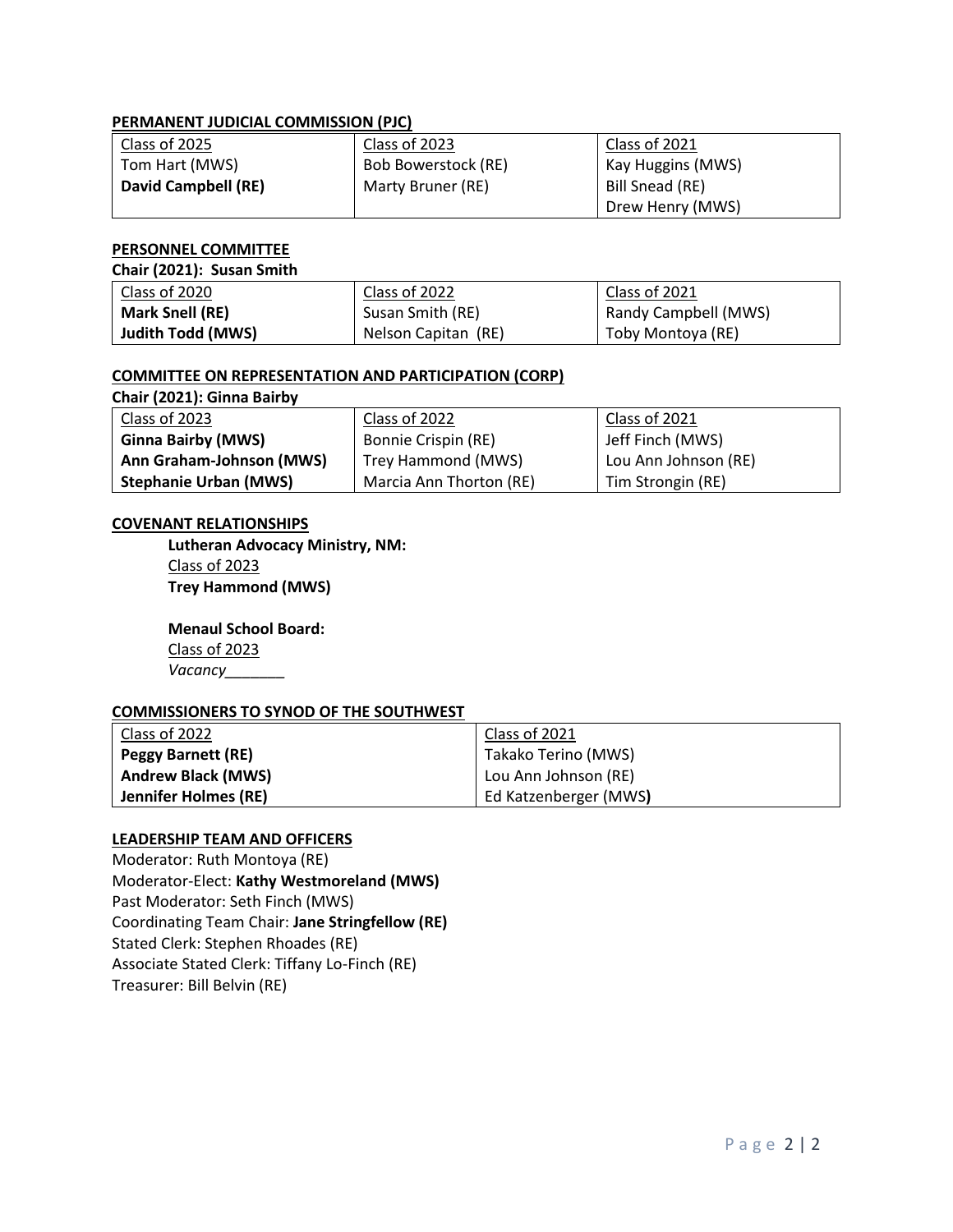**PERMANENT JUDICIAL COMMISSION (PJC)**

| Class of 2025 | Class of 2023 | Class of 2021 |
| --- | --- | --- |
| Tom Hart (MWS) | Bob Bowerstock (RE) | Kay Huggins (MWS) |
| **David Campbell (RE)** | Marty Bruner (RE) | Bill Snead (RE) |
| | | Drew Henry (MWS) |

**PERSONNEL COMMITTEE**

**Chair (2021): Susan Smith**

| Class of 2020 | Class of 2022 | Class of 2021 |
| --- | --- | --- |
| **Mark Snell (RE)** | Susan Smith (RE) | Randy Campbell (MWS) |
| **Judith Todd (MWS)** | Nelson Capitan (RE) | Toby Montoya (RE) |

**COMMITTEE ON REPRESENTATION AND PARTICIPATION (CORP)**

**Chair (2021): Ginna Bairby**

| Class of 2023 | Class of 2022 | Class of 2021 |
| --- | --- | --- |
| **Ginna Bairby (MWS)** | Bonnie Crispin (RE) | Jeff Finch (MWS) |
| **Ann Graham-Johnson (MWS)** | Trey Hammond (MWS) | Lou Ann Johnson (RE) |
| **Stephanie Urban (MWS)** | Marcia Ann Thorton (RE) | Tim Strongin (RE) |

**COVENANT RELATIONSHIPS**

**Lutheran Advocacy Ministry, NM:**
Class of 2023
**Trey Hammond (MWS)**

**Menaul School Board:**
Class of 2023
*Vacancy*_______

**COMMISSIONERS TO SYNOD OF THE SOUTHWEST**

| Class of 2022 | Class of 2021 |
| --- | --- |
| **Peggy Barnett (RE)** | Takako Terino (MWS) |
| **Andrew Black (MWS)** | Lou Ann Johnson (RE) |
| **Jennifer Holmes (RE)** | Ed Katzenberger (MWS) |

**LEADERSHIP TEAM AND OFFICERS**

Moderator: Ruth Montoya (RE)
Moderator-Elect: **Kathy Westmoreland (MWS)**
Past Moderator: Seth Finch (MWS)
Coordinating Team Chair: **Jane Stringfellow (RE)**
Stated Clerk: Stephen Rhoades (RE)
Associate Stated Clerk: Tiffany Lo-Finch (RE)
Treasurer: Bill Belvin (RE)